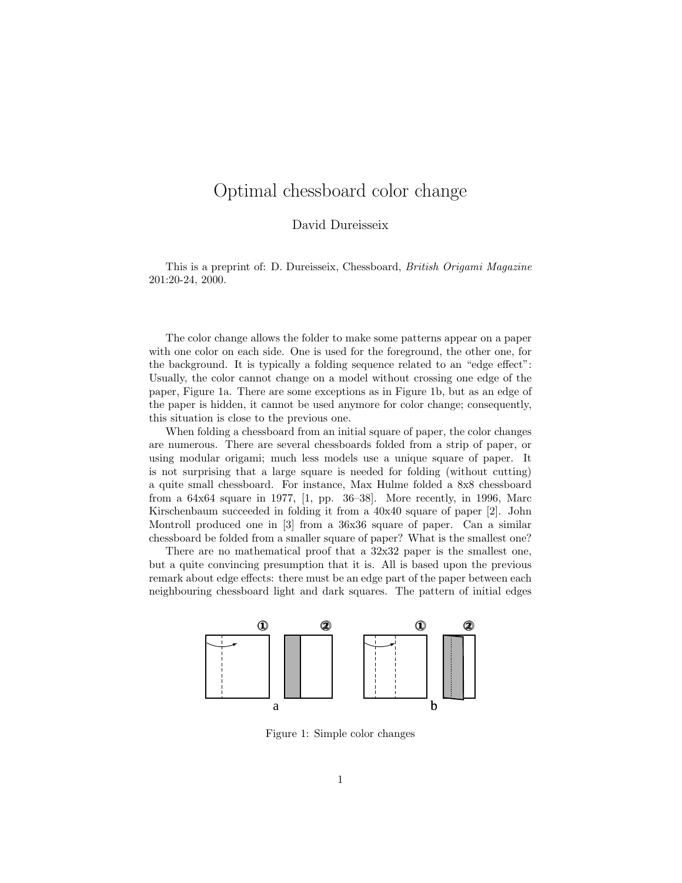# Optimal chessboard color change

David Dureisseix

This is a preprint of: D. Dureisseix, Chessboard, *British Origami Magazine* 201:20-24, 2000.

The color change allows the folder to make some patterns appear on a paper with one color on each side. One is used for the foreground, the other one, for the background. It is typically a folding sequence related to an "edge effect": Usually, the color cannot change on a model without crossing one edge of the paper, Figure 1a. There are some exceptions as in Figure 1b, but as an edge of the paper is hidden, it cannot be used anymore for color change; consequently, this situation is close to the previous one.

When folding a chessboard from an initial square of paper, the color changes are numerous. There are several chessboards folded from a strip of paper, or using modular origami; much less models use a unique square of paper. It is not surprising that a large square is needed for folding (without cutting) a quite small chessboard. For instance, Max Hulme folded a 8x8 chessboard from a 64x64 square in 1977, [1, pp. 36–38]. More recently, in 1996, Marc Kirschenbaum succeeded in folding it from a 40x40 square of paper [2]. John Montroll produced one in [3] from a 36x36 square of paper. Can a similar chessboard be folded from a smaller square of paper? What is the smallest one?

There are no mathematical proof that a 32x32 paper is the smallest one, but a quite convincing presumption that it is. All is based upon the previous remark about edge effects: there must be an edge part of the paper between each neighbouring chessboard light and dark squares. The pattern of initial edges

Figure 1: Simple color changes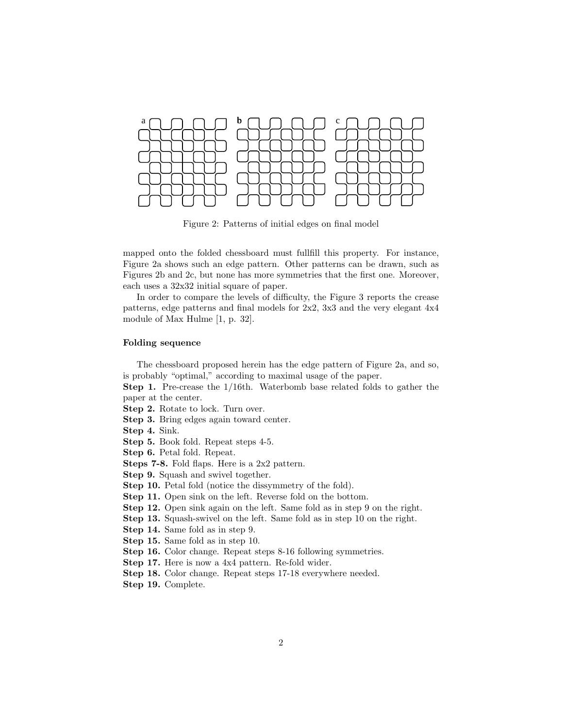a b c

Figure 2: Patterns of initial edges on final model

mapped onto the folded chessboard must fullfill this property. For instance, Figure 2a shows such an edge pattern. Other patterns can be drawn, such as Figures 2b and 2c, but none has more symmetries that the first one. Moreover, each uses a 32x32 initial square of paper.

In order to compare the levels of difficulty, the Figure 3 reports the crease patterns, edge patterns and final models for 2x2, 3x3 and the very elegant 4x4 module of Max Hulme [1, p. 32].

#### Folding sequence

The chessboard proposed herein has the edge pattern of Figure 2a, and so, is probably "optimal," according to maximal usage of the paper.

**Step 1.** Pre-crease the 1/16th. Waterbomb base related folds to gather the paper at the center.
**Step 2.** Rotate to lock. Turn over.
**Step 3.** Bring edges again toward center.
**Step 4.** Sink.
**Step 5.** Book fold. Repeat steps 4-5.
**Step 6.** Petal fold. Repeat.
**Steps 7-8.** Fold flaps. Here is a 2x2 pattern.
**Step 9.** Squash and swivel together.
**Step 10.** Petal fold (notice the dissymmetry of the fold).
**Step 11.** Open sink on the left. Reverse fold on the bottom.
**Step 12.** Open sink again on the left. Same fold as in step 9 on the right.
**Step 13.** Squash-swivel on the left. Same fold as in step 10 on the right.
**Step 14.** Same fold as in step 9.
**Step 15.** Same fold as in step 10.
**Step 16.** Color change. Repeat steps 8-16 following symmetries.
**Step 17.** Here is now a 4x4 pattern. Re-fold wider.
**Step 18.** Color change. Repeat steps 17-18 everywhere needed.
**Step 19.** Complete.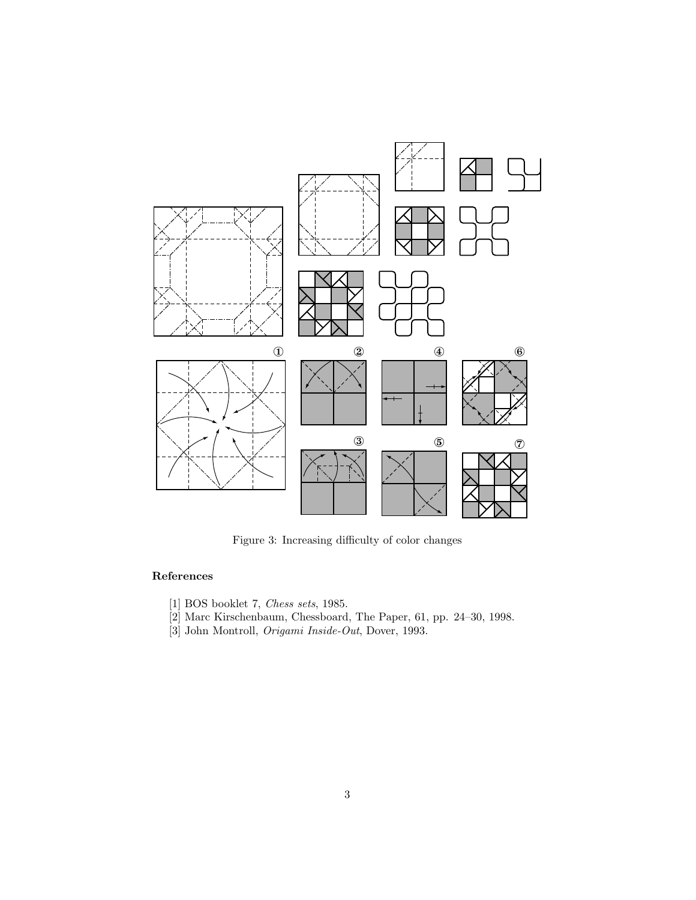Figure 3: Increasing difficulty of color changes

## References

[1] BOS booklet 7, *Chess sets*, 1985.

[2] Marc Kirschenbaum, Chessboard, The Paper, 61, pp. 24–30, 1998.

[3] John Montroll, *Origami Inside-Out*, Dover, 1993.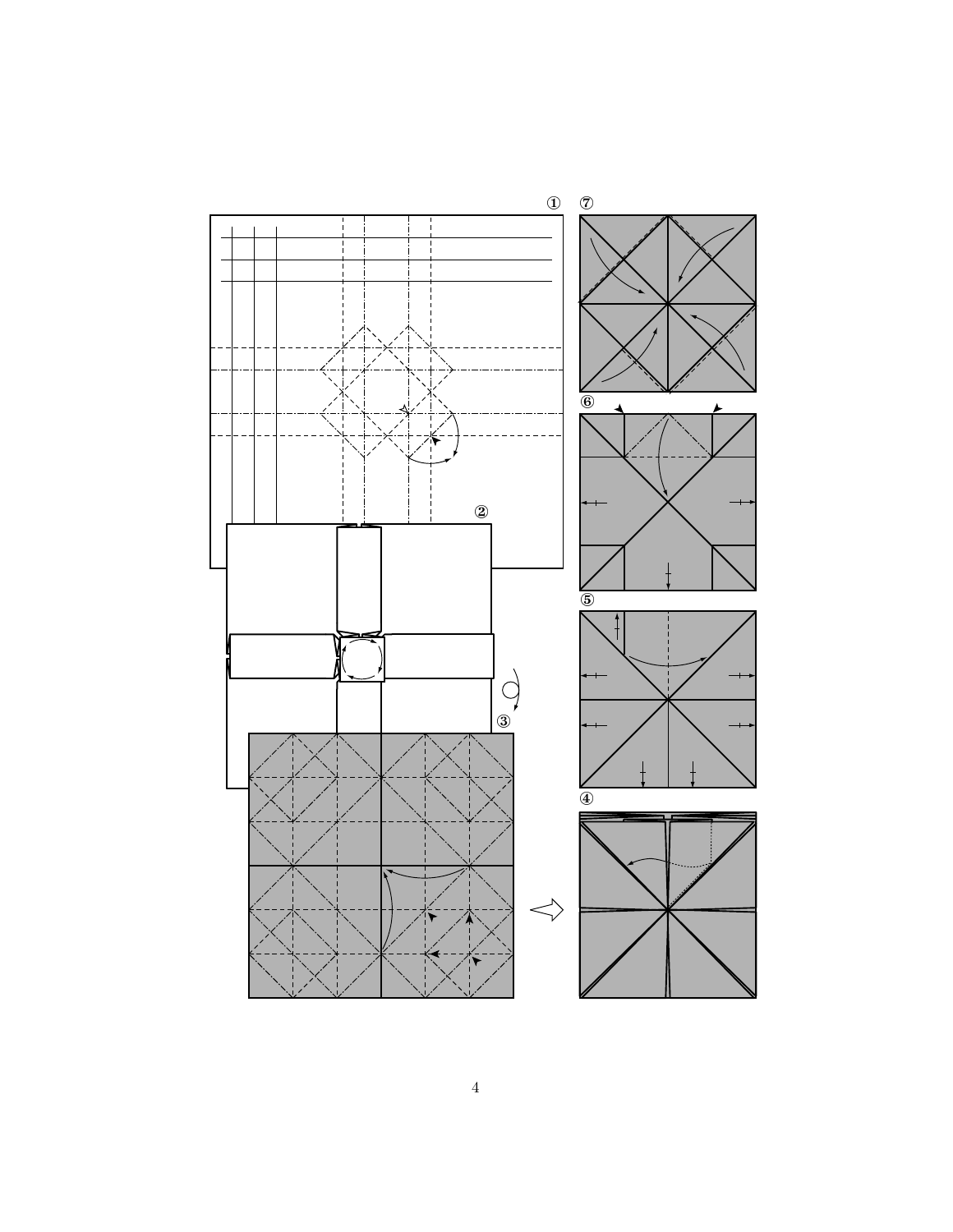①

②

③

④

⑤

⑥

⑦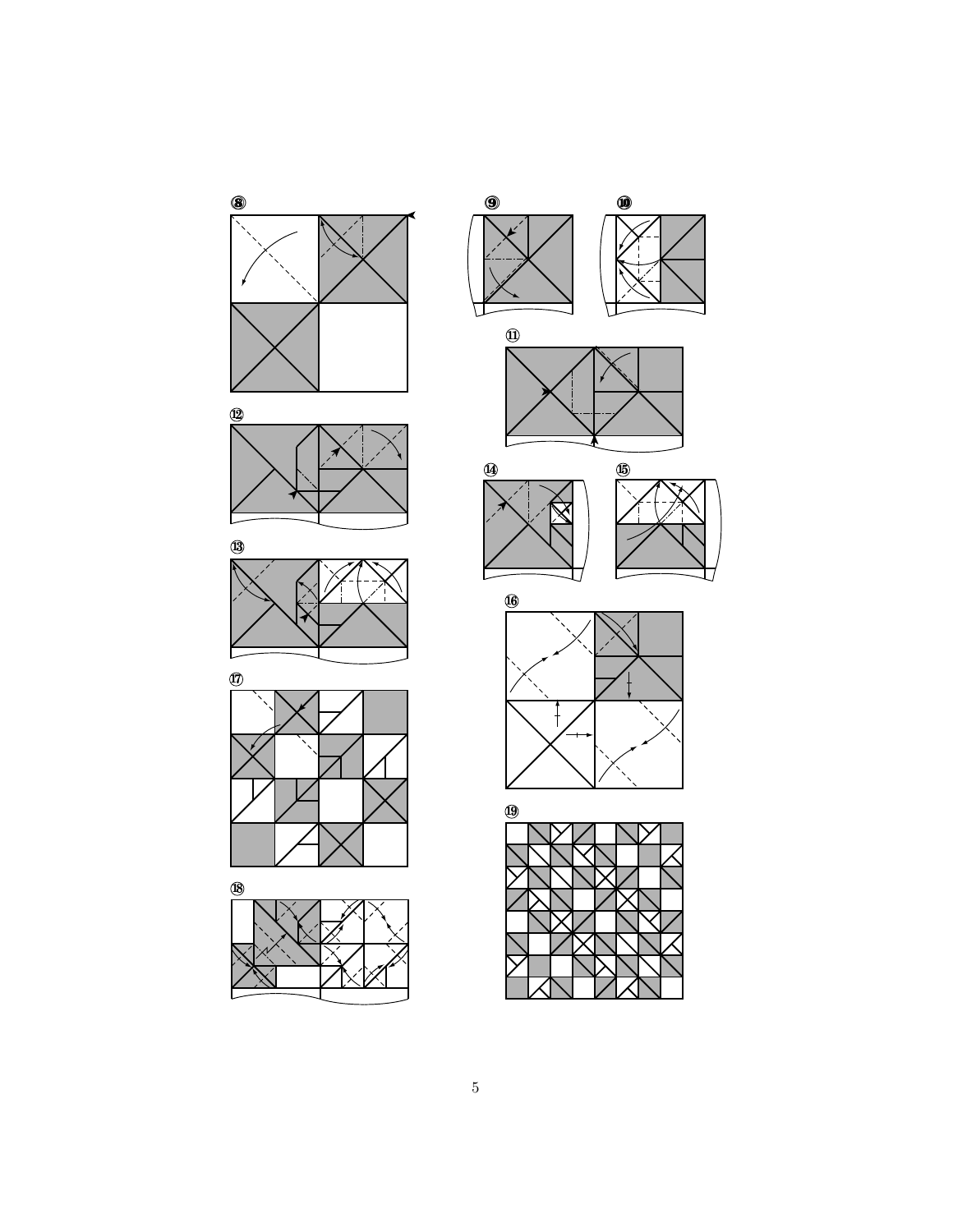⑧

⑨

⑩

⑪

⑫

⑬

⑭

⑮

⑯

⑰

⑱

⑲